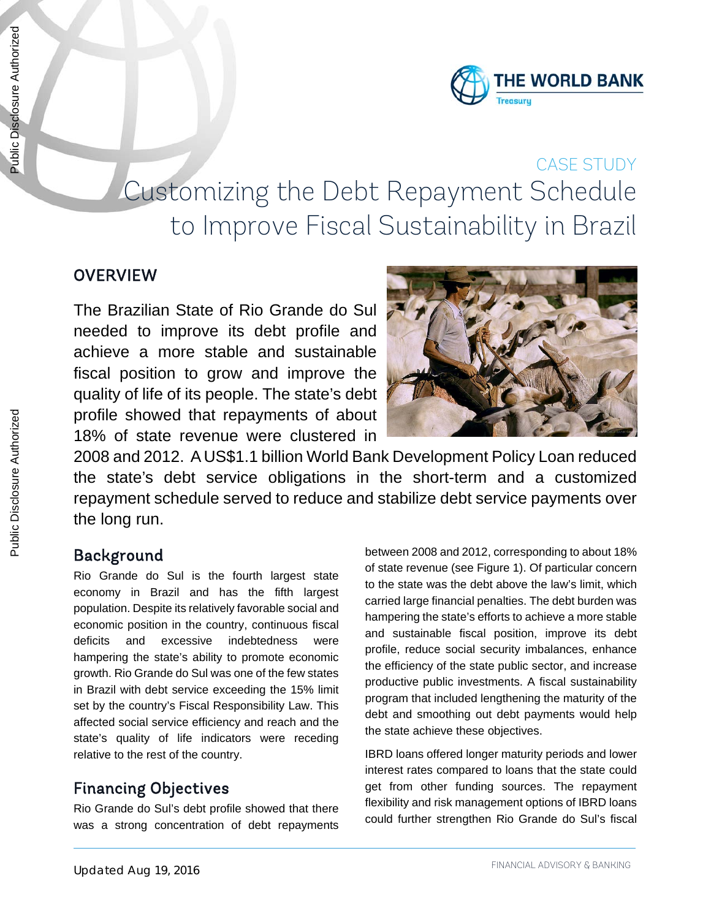CASE STUDY

# Customizing the Debt Repayment Schedule to Improve Fiscal Sustainability in Brazil

## OVERVIEW

The Brazilian State of Rio Grande do Sul needed to improve its debt profile and achieve a more stable and sustainable fiscal position to grow and improve the quality of life of its people. The state's debt profile showed that repayments of about 18% of state revenue were clustered in 2008 and 2012. A US$1.1 billion World Bank Development Policy Loan reduced the state's debt service obligations in the short-term and a customized repayment schedule served to reduce and stabilize debt service payments over the long run.

## Background

Rio Grande do Sul is the fourth largest state economy in Brazil and has the fifth largest population. Despite its relatively favorable social and economic position in the country, continuous fiscal deficits and excessive indebtedness were hampering the state's ability to promote economic growth. Rio Grande do Sul was one of the few states in Brazil with debt service exceeding the 15% limit set by the country's Fiscal Responsibility Law. This affected social service efficiency and reach and the state's quality of life indicators were receding relative to the rest of the country.

## Financing Objectives

Rio Grande do Sul's debt profile showed that there was a strong concentration of debt repayments between 2008 and 2012, corresponding to about 18% of state revenue (see Figure 1). Of particular concern to the state was the debt above the law's limit, which carried large financial penalties. The debt burden was hampering the state's efforts to achieve a more stable and sustainable fiscal position, improve its debt profile, reduce social security imbalances, enhance the efficiency of the state public sector, and increase productive public investments. A fiscal sustainability program that included lengthening the maturity of the debt and smoothing out debt payments would help the state achieve these objectives.

IBRD loans offered longer maturity periods and lower interest rates compared to loans that the state could get from other funding sources. The repayment flexibility and risk management options of IBRD loans could further strengthen Rio Grande do Sul's fiscal

Updated Aug 19, 2016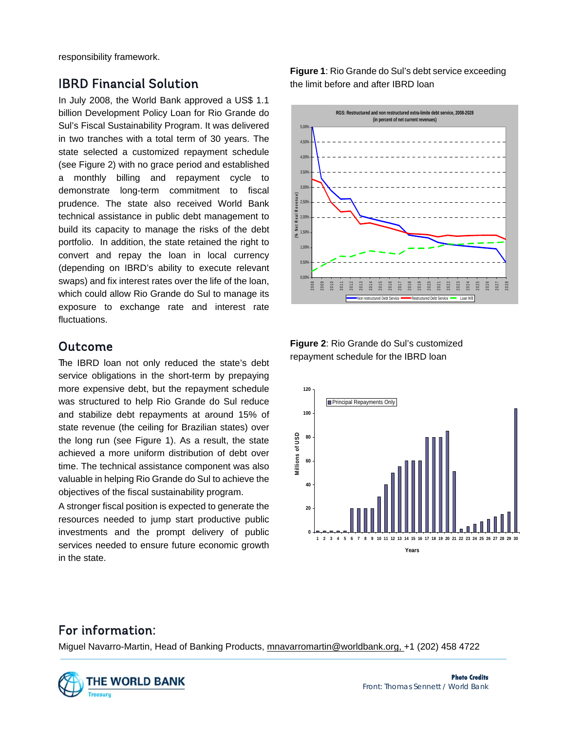responsibility framework.

## IBRD Financial Solution

In July 2008, the World Bank approved a US$ 1.1 billion Development Policy Loan for Rio Grande do Sul's Fiscal Sustainability Program. It was delivered in two tranches with a total term of 30 years. The state selected a customized repayment schedule (see Figure 2) with no grace period and established a monthly billing and repayment cycle to demonstrate long-term commitment to fiscal prudence. The state also received World Bank technical assistance in public debt management to build its capacity to manage the risks of the debt portfolio. In addition, the state retained the right to convert and repay the loan in local currency (depending on IBRD's ability to execute relevant swaps) and fix interest rates over the life of the loan, which could allow Rio Grande do Sul to manage its exposure to exchange rate and interest rate fluctuations.

## Outcome

The IBRD loan not only reduced the state's debt service obligations in the short-term by prepaying more expensive debt, but the repayment schedule was structured to help Rio Grande do Sul reduce and stabilize debt repayments at around 15% of state revenue (the ceiling for Brazilian states) over the long run (see Figure 1). As a result, the state achieved a more uniform distribution of debt over time. The technical assistance component was also valuable in helping Rio Grande do Sul to achieve the objectives of the fiscal sustainability program.

A stronger fiscal position is expected to generate the resources needed to jump start productive public investments and the prompt delivery of public services needed to ensure future economic growth in the state.

**Figure 1**: Rio Grande do Sul's debt service exceeding the limit before and after IBRD loan

RGS: Restructured and non restructured extra-limite debt service, 2008-2028
(in percent of net current revenues)

(% Net Real Revenue)

5,00%
4,50%
4,00%
3,50%
3,00%
2,50%
2,00%
1,50%
1,00%
0,50%
0,00%

2008 2009 2010 2011 2012 2013 2014 2015 2016 2017 2018 2019 2020 2021 2022 2023 2024 2025 2026 2027 2028

Non restructured Debt Service — Restructured Debt Service — Loan WB

**Figure 2**: Rio Grande do Sul's customized repayment schedule for the IBRD loan

Principal Repayments Only

Millions of USD

0
20
40
60
80
100
120

1 2 3 4 5 6 7 8 9 10 11 12 13 14 15 16 17 18 19 20 21 22 23 24 25 26 27 28 29 30

Years

## For information:

Miguel Navarro-Martin, Head of Banking Products, mnavarromartin@worldbank.org, +1 (202) 458 4722

THE WORLD BANK
Treasury

**Photo Credits**
Front: Thomas Sennett / World Bank